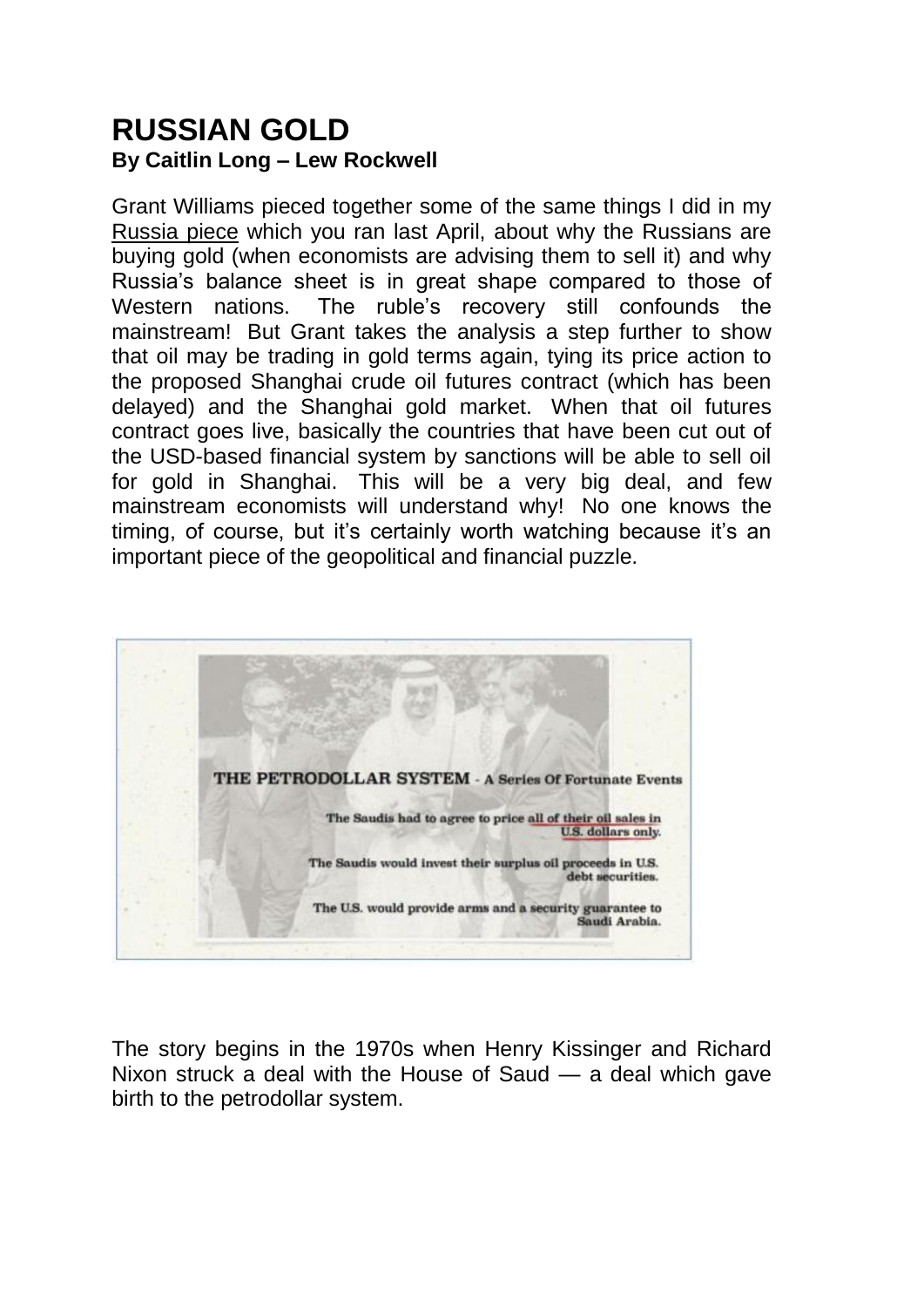# RUSSIAN GOLD

**By Caitlin Long – Lew Rockwell**

Grant Williams pieced together some of the same things I did in my Russia piece which you ran last April, about why the Russians are buying gold (when economists are advising them to sell it) and why Russia's balance sheet is in great shape compared to those of Western nations. The ruble's recovery still confounds the mainstream! But Grant takes the analysis a step further to show that oil may be trading in gold terms again, tying its price action to the proposed Shanghai crude oil futures contract (which has been delayed) and the Shanghai gold market. When that oil futures contract goes live, basically the countries that have been cut out of the USD-based financial system by sanctions will be able to sell oil for gold in Shanghai. This will be a very big deal, and few mainstream economists will understand why! No one knows the timing, of course, but it's certainly worth watching because it's an important piece of the geopolitical and financial puzzle.

**THE PETRODOLLAR SYSTEM** - **A Series Of Fortunate Events**

**The Saudis had to agree to price all of their oil sales in U.S. dollars only.**

**The Saudis would invest their surplus oil proceeds in U.S. debt securities.**

**The U.S. would provide arms and a security guarantee to Saudi Arabia.**

The story begins in the 1970s when Henry Kissinger and Richard Nixon struck a deal with the House of Saud — a deal which gave birth to the petrodollar system.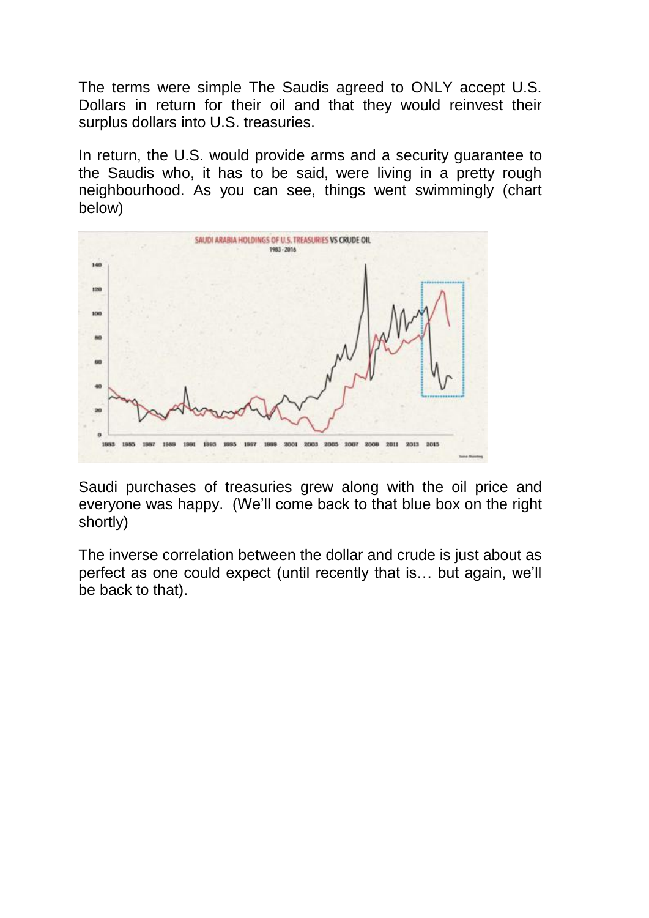The terms were simple The Saudis agreed to ONLY accept U.S. Dollars in return for their oil and that they would reinvest their surplus dollars into U.S. treasuries.

In return, the U.S. would provide arms and a security guarantee to the Saudis who, it has to be said, were living in a pretty rough neighbourhood. As you can see, things went swimmingly (chart below)

Saudi purchases of treasuries grew along with the oil price and everyone was happy. (We'll come back to that blue box on the right shortly)

The inverse correlation between the dollar and crude is just about as perfect as one could expect (until recently that is… but again, we'll be back to that).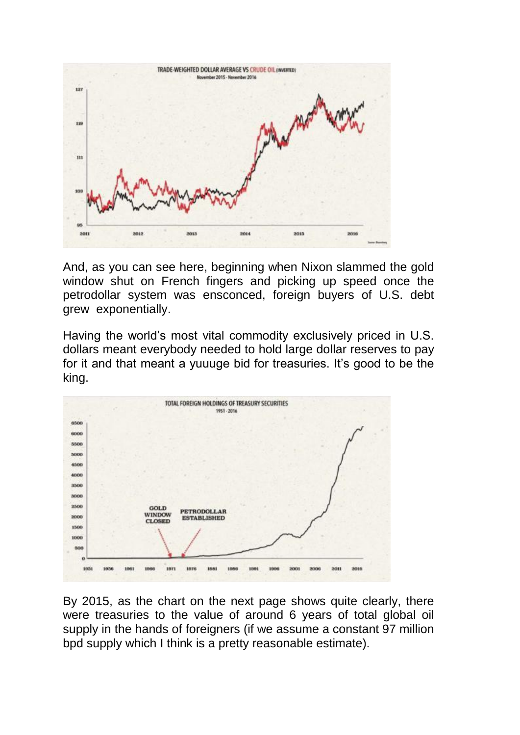And, as you can see here, beginning when Nixon slammed the gold window shut on French fingers and picking up speed once the petrodollar system was ensconced, foreign buyers of U.S. debt grew exponentially.

Having the world's most vital commodity exclusively priced in U.S. dollars meant everybody needed to hold large dollar reserves to pay for it and that meant a yuuuge bid for treasuries. It's good to be the king.

By 2015, as the chart on the next page shows quite clearly, there were treasuries to the value of around 6 years of total global oil supply in the hands of foreigners (if we assume a constant 97 million bpd supply which I think is a pretty reasonable estimate).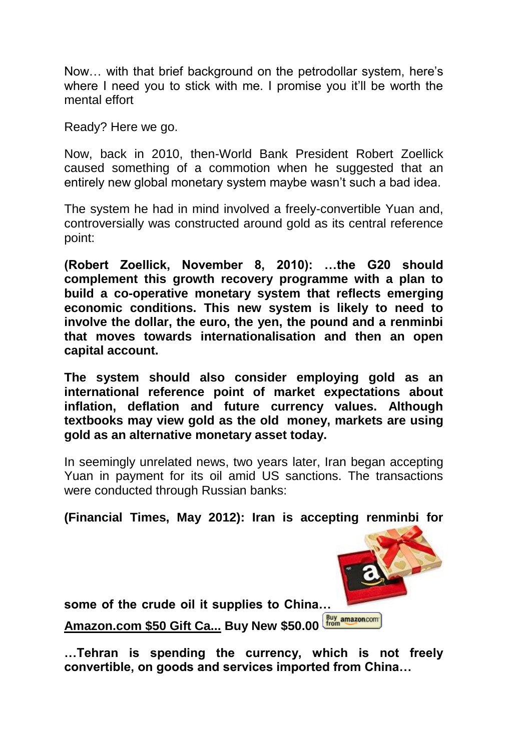Now… with that brief background on the petrodollar system, here's where I need you to stick with me. I promise you it'll be worth the mental effort

Ready? Here we go.

Now, back in 2010, then-World Bank President Robert Zoellick caused something of a commotion when he suggested that an entirely new global monetary system maybe wasn't such a bad idea.

The system he had in mind involved a freely-convertible Yuan and, controversially was constructed around gold as its central reference point:

**(Robert Zoellick, November 8, 2010): …the G20 should complement this growth recovery programme with a plan to build a co-operative monetary system that reflects emerging economic conditions. This new system is likely to need to involve the dollar, the euro, the yen, the pound and a renminbi that moves towards internationalisation and then an open capital account.**

**The system should also consider employing gold as an international reference point of market expectations about inflation, deflation and future currency values. Although textbooks may view gold as the old money, markets are using gold as an alternative monetary asset today.**

In seemingly unrelated news, two years later, Iran began accepting Yuan in payment for its oil amid US sanctions. The transactions were conducted through Russian banks:

**(Financial Times, May 2012): Iran is accepting renminbi for some of the crude oil it supplies to China…**

**Amazon.com $50 Gift Ca... Buy New $50.00**

**…Tehran is spending the currency, which is not freely convertible, on goods and services imported from China…**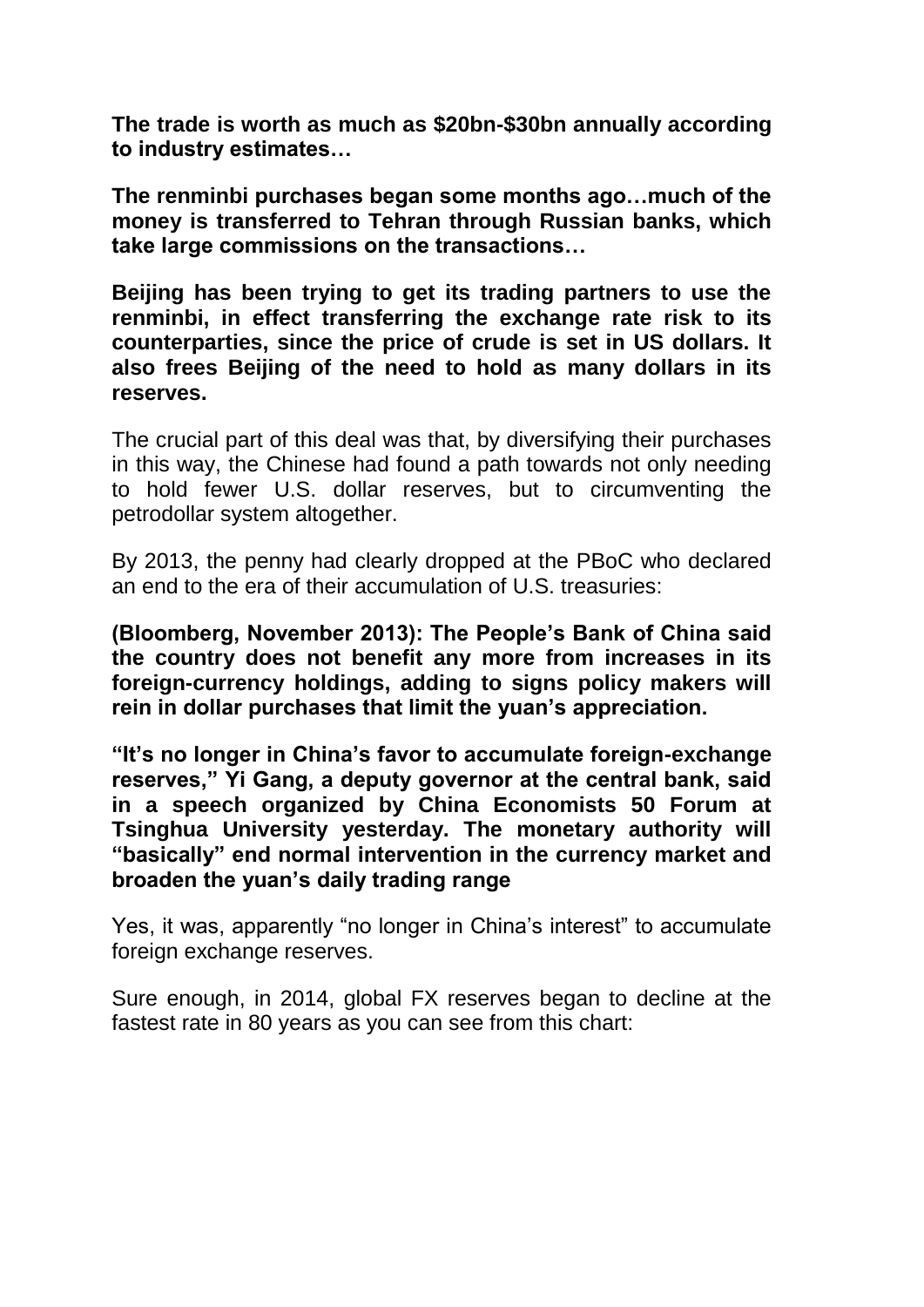**The trade is worth as much as $20bn-$30bn annually according to industry estimates…**

**The renminbi purchases began some months ago…much of the money is transferred to Tehran through Russian banks, which take large commissions on the transactions…**

**Beijing has been trying to get its trading partners to use the renminbi, in effect transferring the exchange rate risk to its counterparties, since the price of crude is set in US dollars. It also frees Beijing of the need to hold as many dollars in its reserves.**

The crucial part of this deal was that, by diversifying their purchases in this way, the Chinese had found a path towards not only needing to hold fewer U.S. dollar reserves, but to circumventing the petrodollar system altogether.

By 2013, the penny had clearly dropped at the PBoC who declared an end to the era of their accumulation of U.S. treasuries:

**(Bloomberg, November 2013): The People's Bank of China said the country does not benefit any more from increases in its foreign-currency holdings, adding to signs policy makers will rein in dollar purchases that limit the yuan's appreciation.**

**"It's no longer in China's favor to accumulate foreign-exchange reserves," Yi Gang, a deputy governor at the central bank, said in a speech organized by China Economists 50 Forum at Tsinghua University yesterday. The monetary authority will "basically" end normal intervention in the currency market and broaden the yuan's daily trading range**

Yes, it was, apparently "no longer in China's interest" to accumulate foreign exchange reserves.

Sure enough, in 2014, global FX reserves began to decline at the fastest rate in 80 years as you can see from this chart: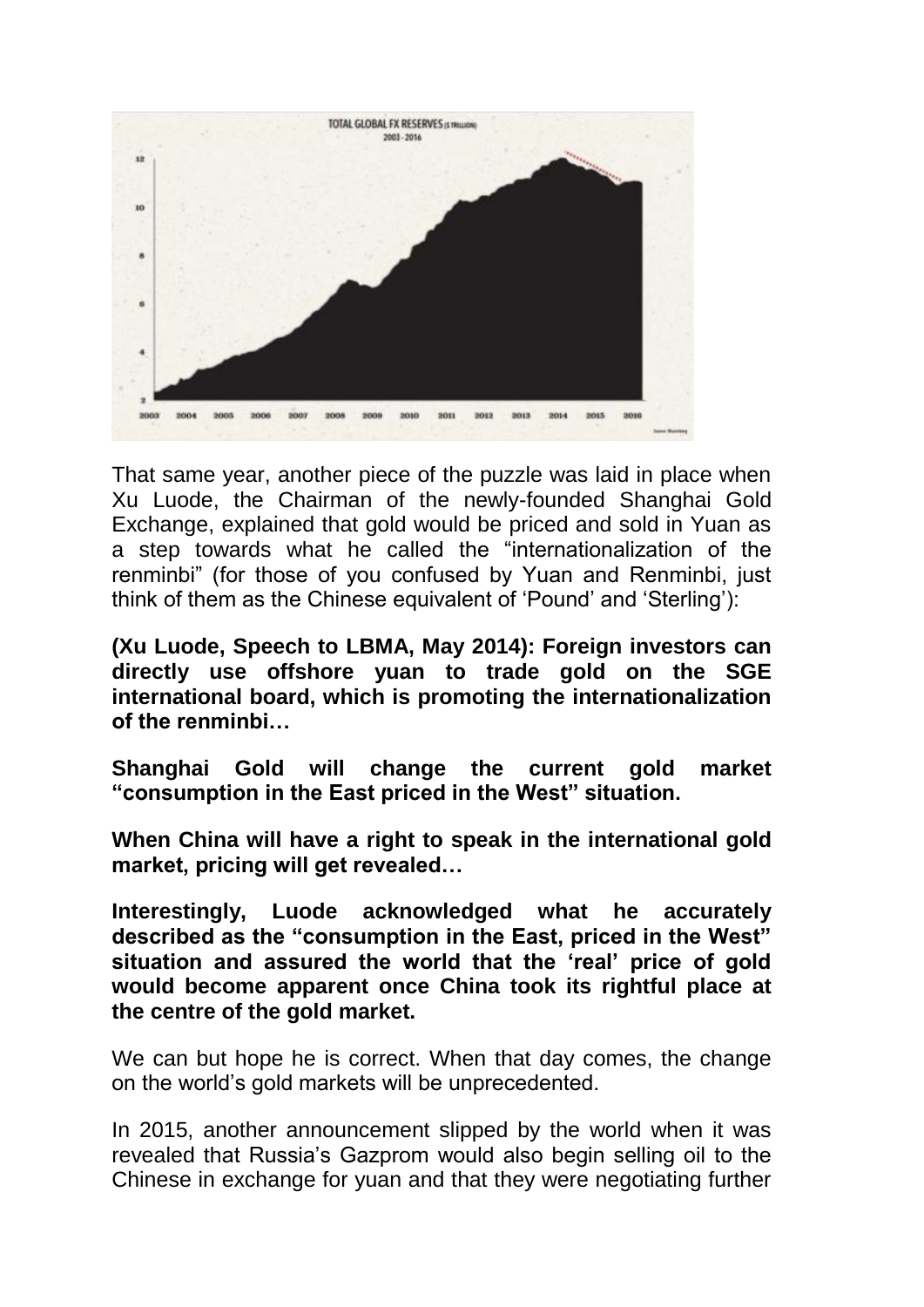That same year, another piece of the puzzle was laid in place when Xu Luode, the Chairman of the newly-founded Shanghai Gold Exchange, explained that gold would be priced and sold in Yuan as a step towards what he called the "internationalization of the renminbi" (for those of you confused by Yuan and Renminbi, just think of them as the Chinese equivalent of 'Pound' and 'Sterling'):

**(Xu Luode, Speech to LBMA, May 2014): Foreign investors can directly use offshore yuan to trade gold on the SGE international board, which is promoting the internationalization of the renminbi…**

**Shanghai Gold will change the current gold market "consumption in the East priced in the West" situation.**

**When China will have a right to speak in the international gold market, pricing will get revealed…**

**Interestingly, Luode acknowledged what he accurately described as the "consumption in the East, priced in the West" situation and assured the world that the 'real' price of gold would become apparent once China took its rightful place at the centre of the gold market.**

We can but hope he is correct. When that day comes, the change on the world's gold markets will be unprecedented.

In 2015, another announcement slipped by the world when it was revealed that Russia's Gazprom would also begin selling oil to the Chinese in exchange for yuan and that they were negotiating further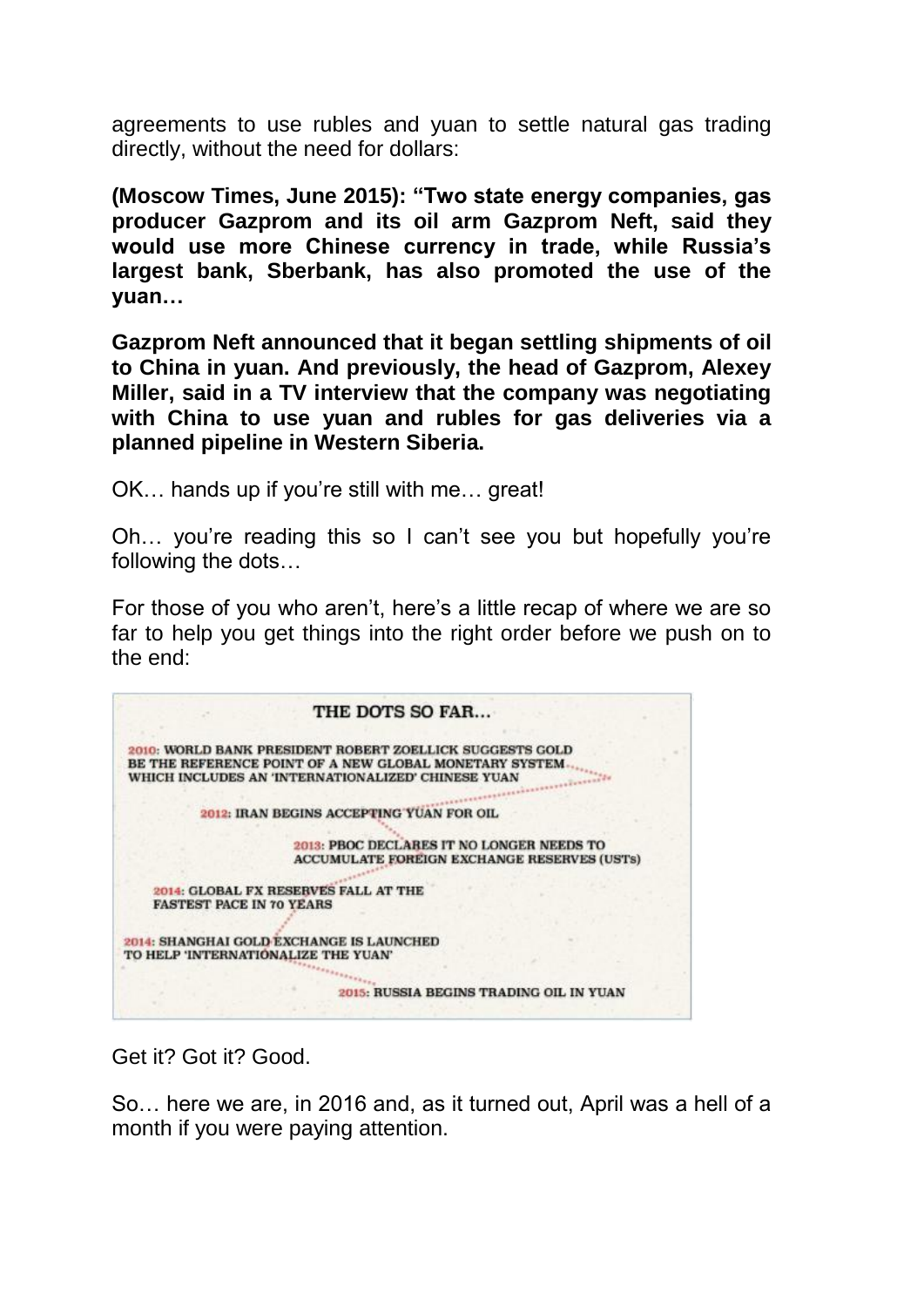agreements to use rubles and yuan to settle natural gas trading directly, without the need for dollars:

**(Moscow Times, June 2015): "Two state energy companies, gas producer Gazprom and its oil arm Gazprom Neft, said they would use more Chinese currency in trade, while Russia's largest bank, Sberbank, has also promoted the use of the yuan…**

**Gazprom Neft announced that it began settling shipments of oil to China in yuan. And previously, the head of Gazprom, Alexey Miller, said in a TV interview that the company was negotiating with China to use yuan and rubles for gas deliveries via a planned pipeline in Western Siberia.**

OK… hands up if you're still with me… great!

Oh… you're reading this so I can't see you but hopefully you're following the dots…

For those of you who aren't, here's a little recap of where we are so far to help you get things into the right order before we push on to the end:

THE DOTS SO FAR…

2010: WORLD BANK PRESIDENT ROBERT ZOELLICK SUGGESTS GOLD BE THE REFERENCE POINT OF A NEW GLOBAL MONETARY SYSTEM WHICH INCLUDES AN 'INTERNATIONALIZED' CHINESE YUAN

2012: IRAN BEGINS ACCEPTING YUAN FOR OIL

2013: PBOC DECLARES IT NO LONGER NEEDS TO ACCUMULATE FOREIGN EXCHANGE RESERVES (USTs)

2014: GLOBAL FX RESERVES FALL AT THE FASTEST PACE IN 70 YEARS

2014: SHANGHAI GOLD EXCHANGE IS LAUNCHED TO HELP 'INTERNATIONALIZE THE YUAN'

2015: RUSSIA BEGINS TRADING OIL IN YUAN

Get it? Got it? Good.

So… here we are, in 2016 and, as it turned out, April was a hell of a month if you were paying attention.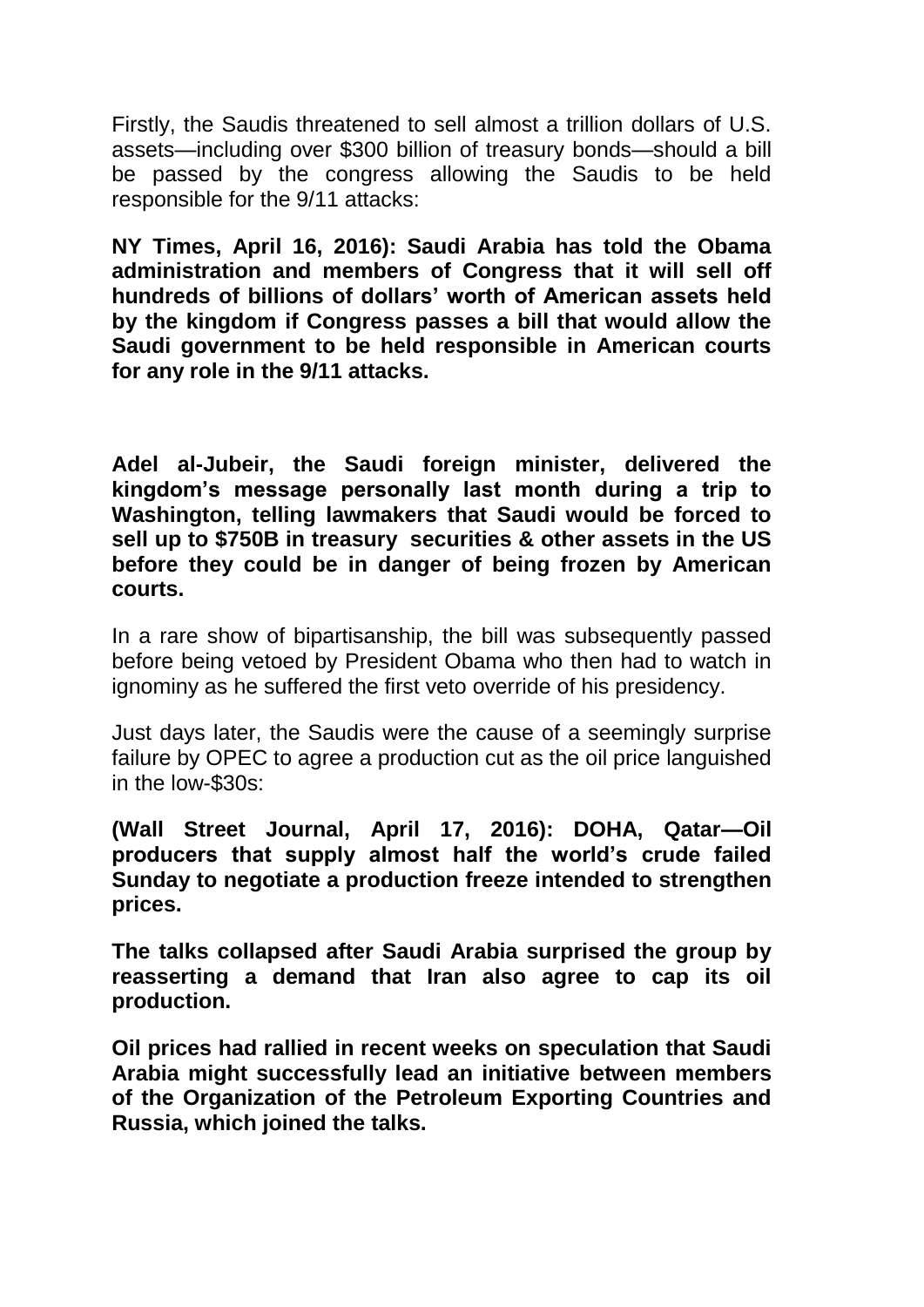Firstly, the Saudis threatened to sell almost a trillion dollars of U.S. assets—including over $300 billion of treasury bonds—should a bill be passed by the congress allowing the Saudis to be held responsible for the 9/11 attacks:

**NY Times, April 16, 2016): Saudi Arabia has told the Obama administration and members of Congress that it will sell off hundreds of billions of dollars' worth of American assets held by the kingdom if Congress passes a bill that would allow the Saudi government to be held responsible in American courts for any role in the 9/11 attacks.**

**Adel al-Jubeir, the Saudi foreign minister, delivered the kingdom's message personally last month during a trip to Washington, telling lawmakers that Saudi would be forced to sell up to $750B in treasury securities & other assets in the US before they could be in danger of being frozen by American courts.**

In a rare show of bipartisanship, the bill was subsequently passed before being vetoed by President Obama who then had to watch in ignominy as he suffered the first veto override of his presidency.

Just days later, the Saudis were the cause of a seemingly surprise failure by OPEC to agree a production cut as the oil price languished in the low-$30s:

**(Wall Street Journal, April 17, 2016): DOHA, Qatar—Oil producers that supply almost half the world's crude failed Sunday to negotiate a production freeze intended to strengthen prices.**

**The talks collapsed after Saudi Arabia surprised the group by reasserting a demand that Iran also agree to cap its oil production.**

**Oil prices had rallied in recent weeks on speculation that Saudi Arabia might successfully lead an initiative between members of the Organization of the Petroleum Exporting Countries and Russia, which joined the talks.**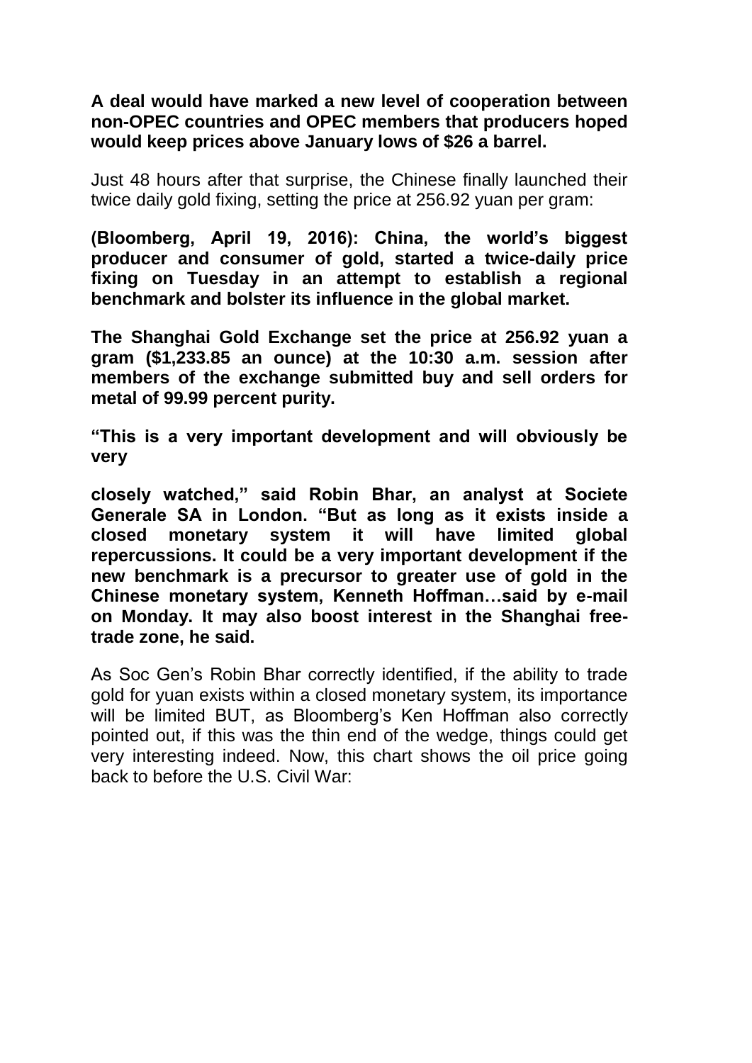**A deal would have marked a new level of cooperation between non-OPEC countries and OPEC members that producers hoped would keep prices above January lows of $26 a barrel.**

Just 48 hours after that surprise, the Chinese finally launched their twice daily gold fixing, setting the price at 256.92 yuan per gram:

**(Bloomberg, April 19, 2016): China, the world's biggest producer and consumer of gold, started a twice-daily price fixing on Tuesday in an attempt to establish a regional benchmark and bolster its influence in the global market.**

**The Shanghai Gold Exchange set the price at 256.92 yuan a gram ($1,233.85 an ounce) at the 10:30 a.m. session after members of the exchange submitted buy and sell orders for metal of 99.99 percent purity.**

**"This is a very important development and will obviously be very**

**closely watched," said Robin Bhar, an analyst at Societe Generale SA in London. "But as long as it exists inside a closed monetary system it will have limited global repercussions. It could be a very important development if the new benchmark is a precursor to greater use of gold in the Chinese monetary system, Kenneth Hoffman…said by e-mail on Monday. It may also boost interest in the Shanghai free-trade zone, he said.**

As Soc Gen's Robin Bhar correctly identified, if the ability to trade gold for yuan exists within a closed monetary system, its importance will be limited BUT, as Bloomberg's Ken Hoffman also correctly pointed out, if this was the thin end of the wedge, things could get very interesting indeed. Now, this chart shows the oil price going back to before the U.S. Civil War: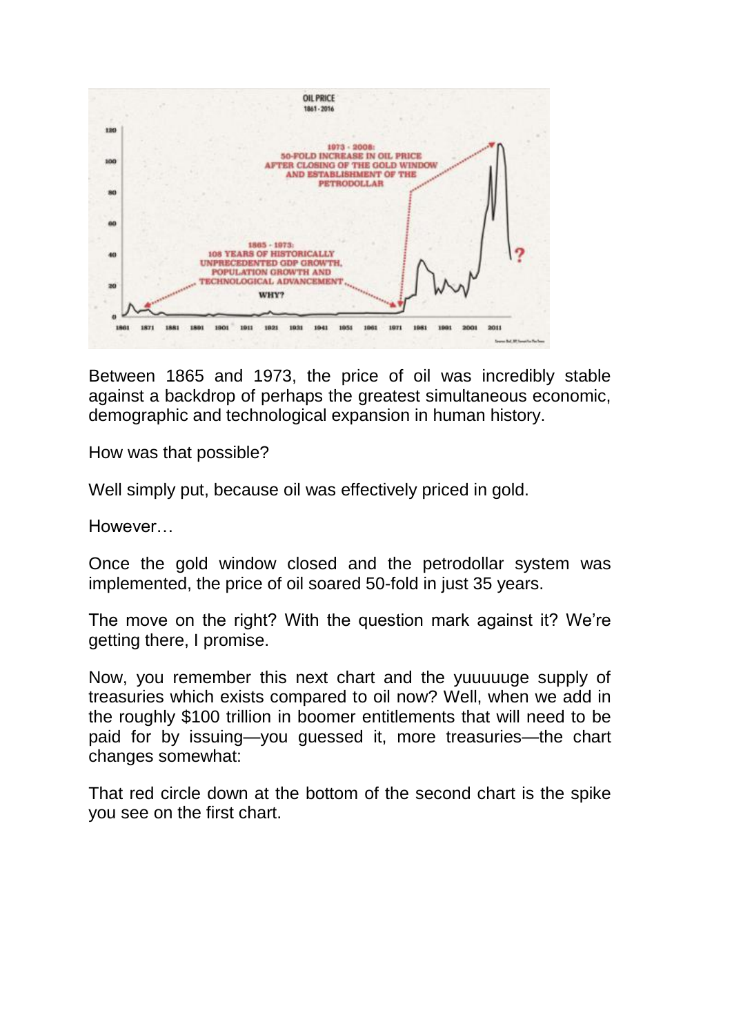Between 1865 and 1973, the price of oil was incredibly stable against a backdrop of perhaps the greatest simultaneous economic, demographic and technological expansion in human history.

How was that possible?

Well simply put, because oil was effectively priced in gold.

However…

Once the gold window closed and the petrodollar system was implemented, the price of oil soared 50-fold in just 35 years.

The move on the right? With the question mark against it? We're getting there, I promise.

Now, you remember this next chart and the yuuuuuge supply of treasuries which exists compared to oil now? Well, when we add in the roughly $100 trillion in boomer entitlements that will need to be paid for by issuing—you guessed it, more treasuries—the chart changes somewhat:

That red circle down at the bottom of the second chart is the spike you see on the first chart.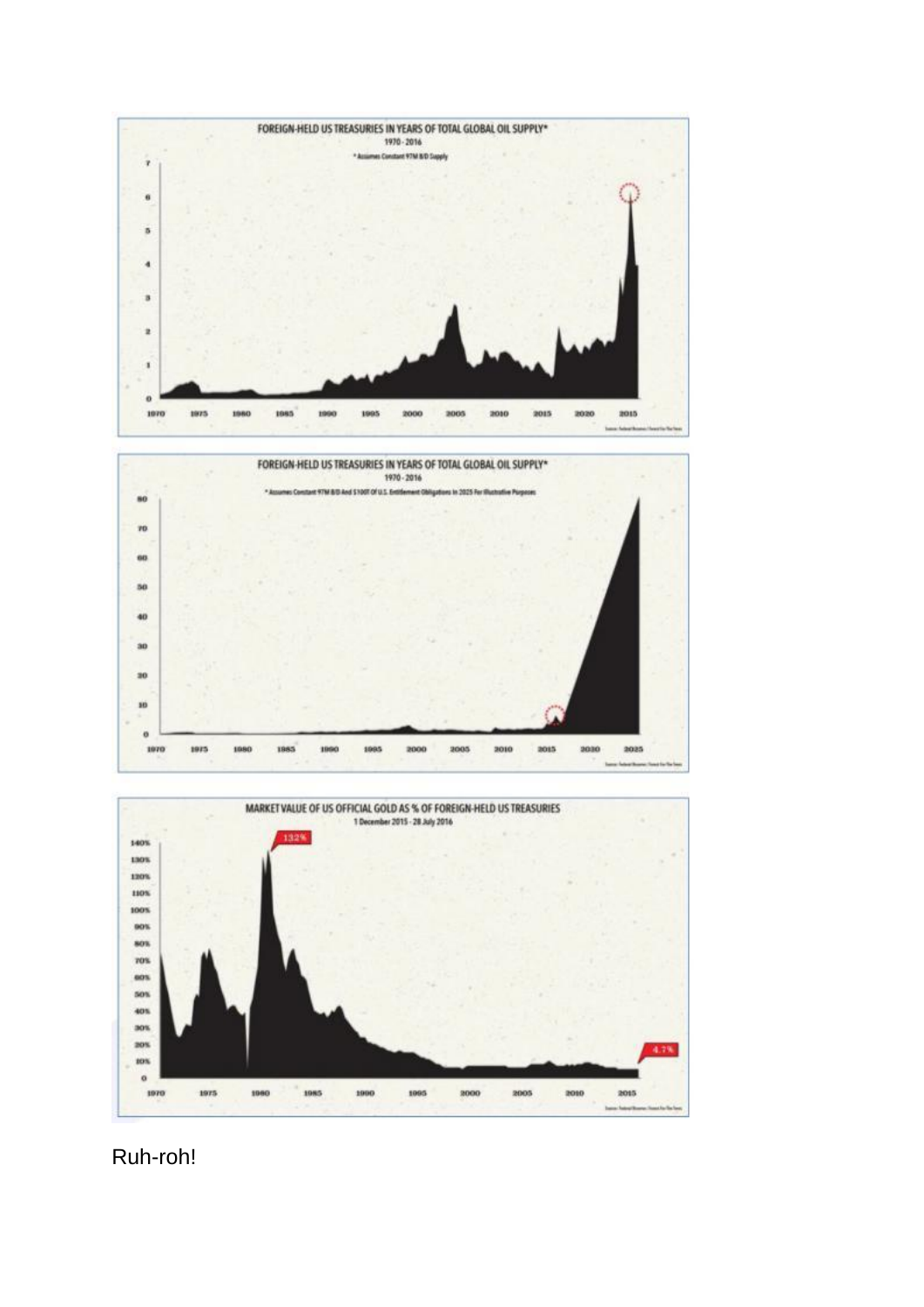**FOREIGN-HELD US TREASURIES IN YEARS OF TOTAL GLOBAL OIL SUPPLY***

1970 - 2016

* Assumes Constant 97M B/D Supply

**FOREIGN-HELD US TREASURIES IN YEARS OF TOTAL GLOBAL OIL SUPPLY***

1970 - 2016

* Assumes Constant 97M B/D And $100T Of U.S. Entitlement Obligations In 2025 For Illustrative Purposes

**MARKET VALUE OF US OFFICIAL GOLD AS % OF FOREIGN-HELD US TREASURIES**

1 December 2015 - 28 July 2016

Ruh-roh!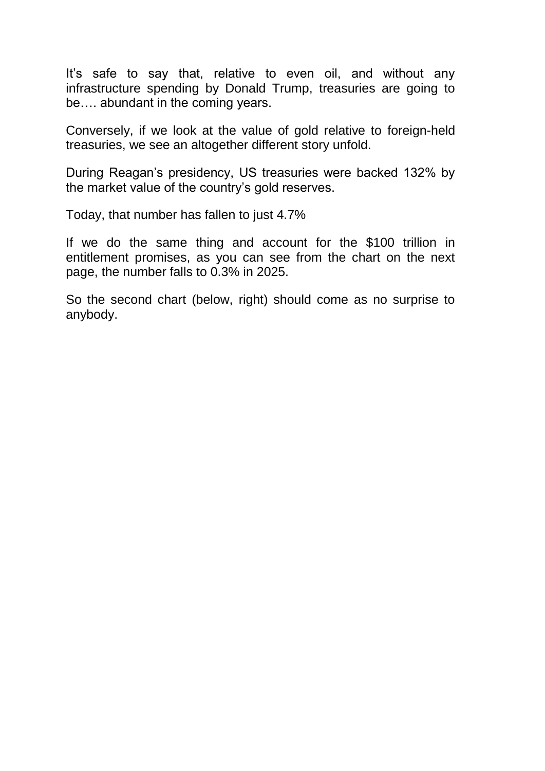It's safe to say that, relative to even oil, and without any infrastructure spending by Donald Trump, treasuries are going to be…. abundant in the coming years.

Conversely, if we look at the value of gold relative to foreign-held treasuries, we see an altogether different story unfold.

During Reagan's presidency, US treasuries were backed 132% by the market value of the country's gold reserves.

Today, that number has fallen to just 4.7%

If we do the same thing and account for the $100 trillion in entitlement promises, as you can see from the chart on the next page, the number falls to 0.3% in 2025.

So the second chart (below, right) should come as no surprise to anybody.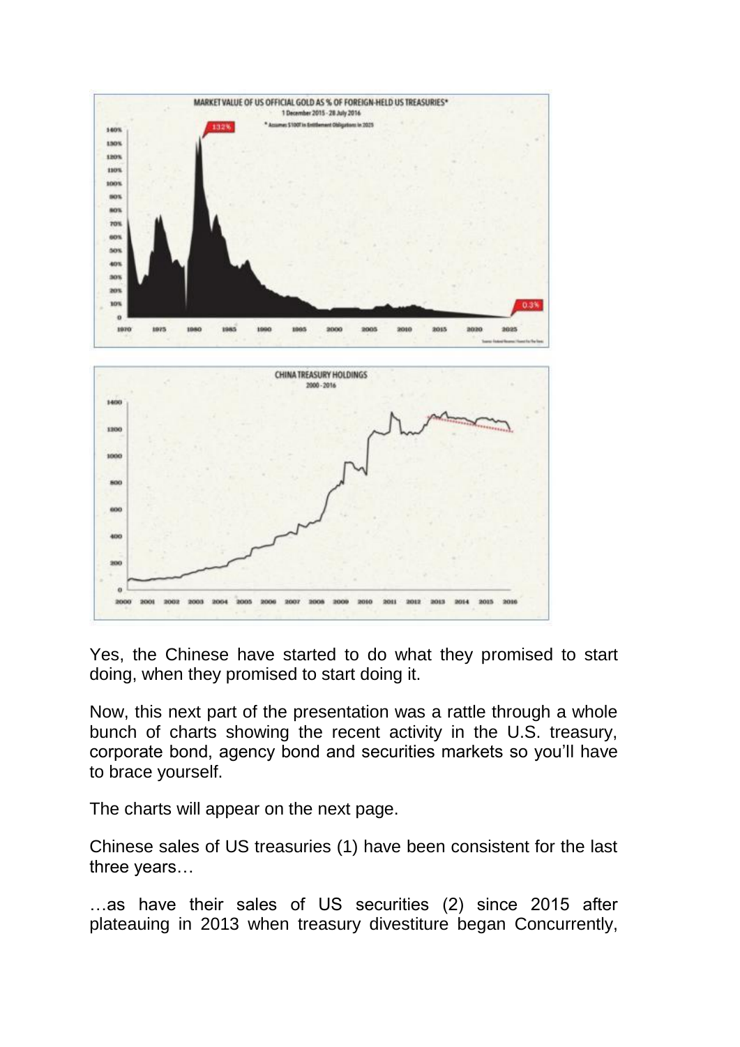Yes, the Chinese have started to do what they promised to start doing, when they promised to start doing it.

Now, this next part of the presentation was a rattle through a whole bunch of charts showing the recent activity in the U.S. treasury, corporate bond, agency bond and securities markets so you'll have to brace yourself.

The charts will appear on the next page.

Chinese sales of US treasuries (1) have been consistent for the last three years…

…as have their sales of US securities (2) since 2015 after plateauing in 2013 when treasury divestiture began Concurrently,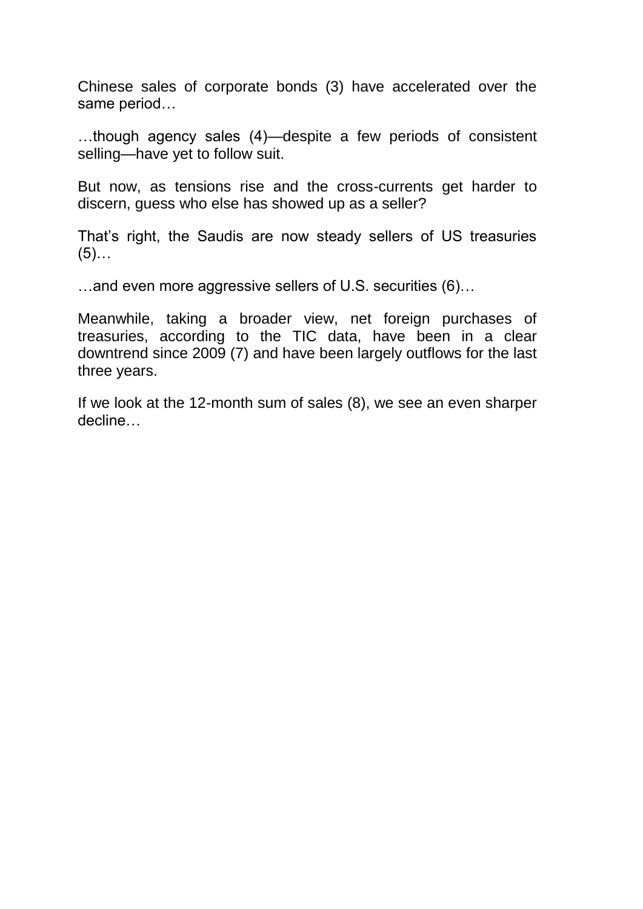Chinese sales of corporate bonds (3) have accelerated over the same period…

…though agency sales (4)—despite a few periods of consistent selling—have yet to follow suit.

But now, as tensions rise and the cross-currents get harder to discern, guess who else has showed up as a seller?

That's right, the Saudis are now steady sellers of US treasuries (5)…

…and even more aggressive sellers of U.S. securities (6)…

Meanwhile, taking a broader view, net foreign purchases of treasuries, according to the TIC data, have been in a clear downtrend since 2009 (7) and have been largely outflows for the last three years.

If we look at the 12-month sum of sales (8), we see an even sharper decline…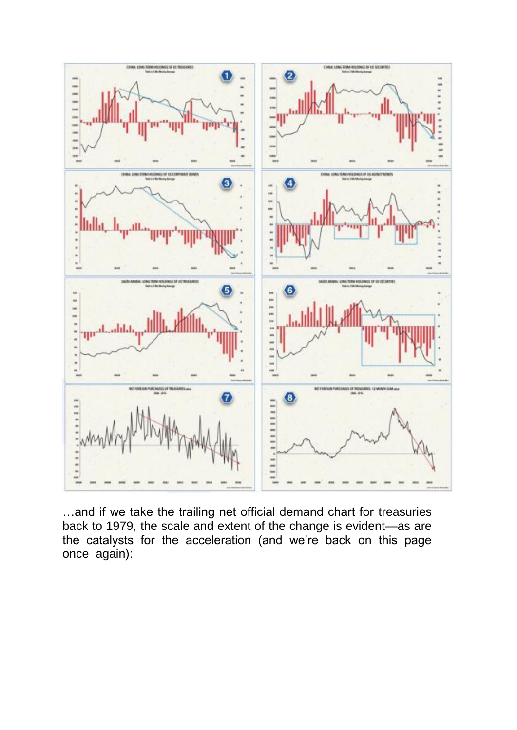…and if we take the trailing net official demand chart for treasuries back to 1979, the scale and extent of the change is evident—as are the catalysts for the acceleration (and we're back on this page once again):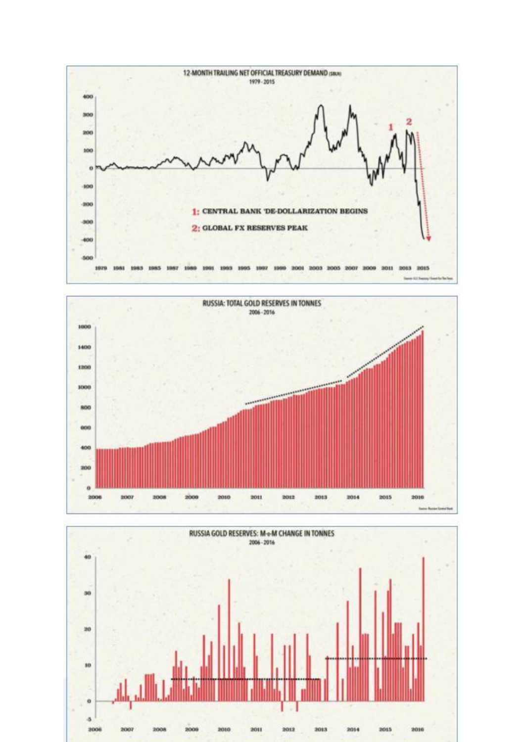**12-MONTH TRAILING NET OFFICIAL TREASURY DEMAND ($BLN)**

1979 - 2015

1: CENTRAL BANK 'DE-DOLLARIZATION BEGINS

2: GLOBAL FX RESERVES PEAK

**RUSSIA: TOTAL GOLD RESERVES IN TONNES**

2006 - 2016

**RUSSIA GOLD RESERVES: M-o-M CHANGE IN TONNES**

2006 - 2016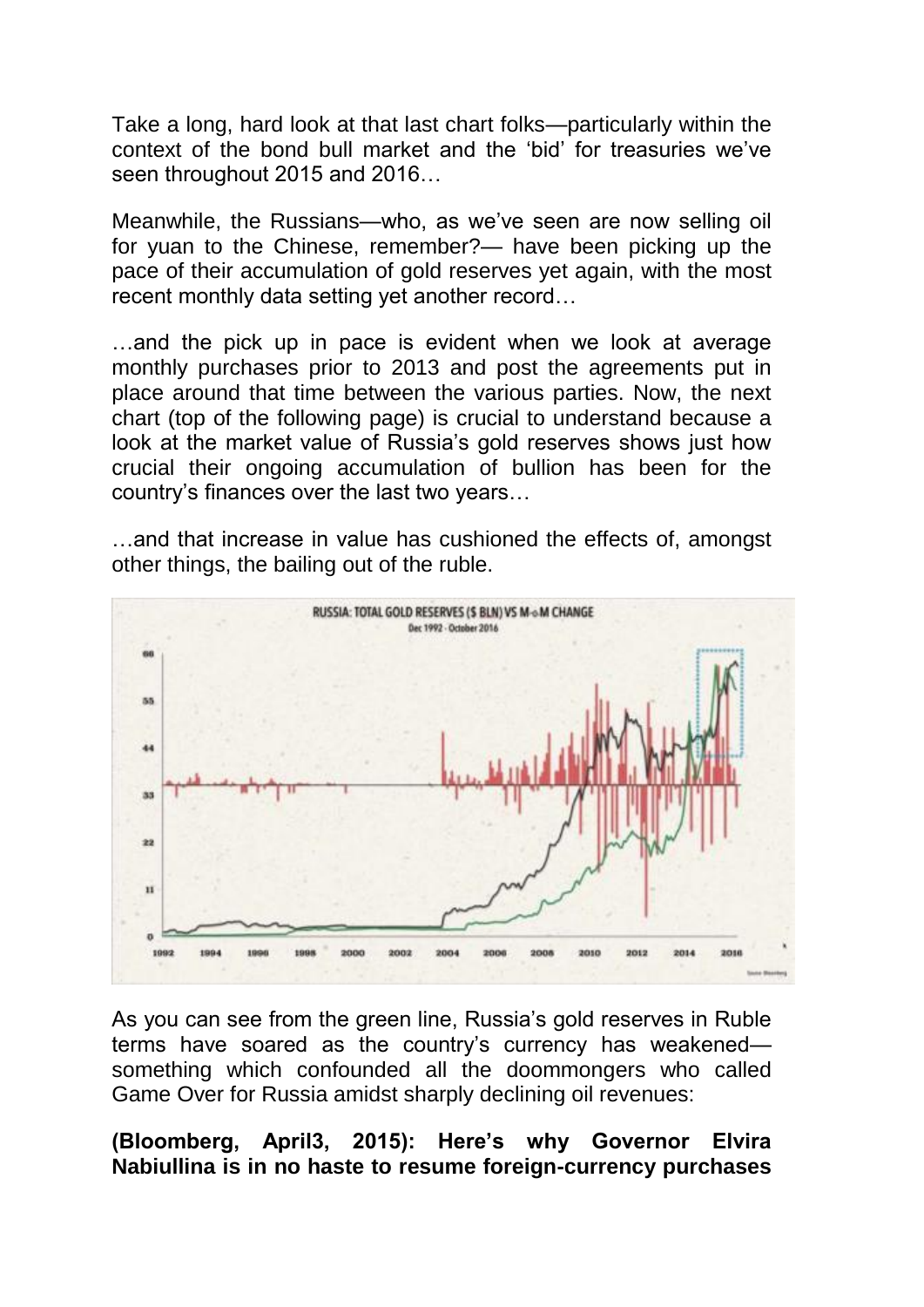Take a long, hard look at that last chart folks—particularly within the context of the bond bull market and the 'bid' for treasuries we've seen throughout 2015 and 2016…

Meanwhile, the Russians—who, as we've seen are now selling oil for yuan to the Chinese, remember?— have been picking up the pace of their accumulation of gold reserves yet again, with the most recent monthly data setting yet another record…

…and the pick up in pace is evident when we look at average monthly purchases prior to 2013 and post the agreements put in place around that time between the various parties. Now, the next chart (top of the following page) is crucial to understand because a look at the market value of Russia's gold reserves shows just how crucial their ongoing accumulation of bullion has been for the country's finances over the last two years…

…and that increase in value has cushioned the effects of, amongst other things, the bailing out of the ruble.

As you can see from the green line, Russia's gold reserves in Ruble terms have soared as the country's currency has weakened—something which confounded all the doommongers who called Game Over for Russia amidst sharply declining oil revenues:

**(Bloomberg, April3, 2015): Here's why Governor Elvira Nabiullina is in no haste to resume foreign-currency purchases**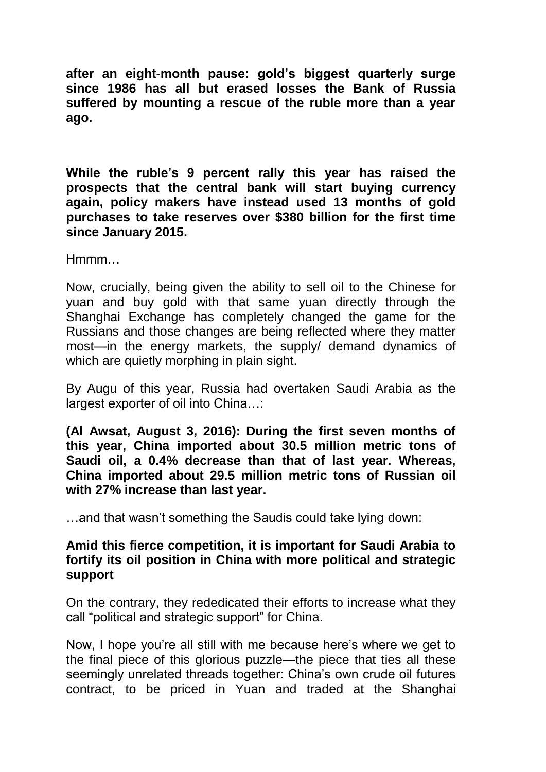**after an eight-month pause: gold's biggest quarterly surge since 1986 has all but erased losses the Bank of Russia suffered by mounting a rescue of the ruble more than a year ago.**

**While the ruble's 9 percent rally this year has raised the prospects that the central bank will start buying currency again, policy makers have instead used 13 months of gold purchases to take reserves over $380 billion for the first time since January 2015.**

Hmmm…

Now, crucially, being given the ability to sell oil to the Chinese for yuan and buy gold with that same yuan directly through the Shanghai Exchange has completely changed the game for the Russians and those changes are being reflected where they matter most—in the energy markets, the supply/ demand dynamics of which are quietly morphing in plain sight.

By Augu of this year, Russia had overtaken Saudi Arabia as the largest exporter of oil into China…:

**(Al Awsat, August 3, 2016): During the first seven months of this year, China imported about 30.5 million metric tons of Saudi oil, a 0.4% decrease than that of last year. Whereas, China imported about 29.5 million metric tons of Russian oil with 27% increase than last year.**

…and that wasn't something the Saudis could take lying down:

**Amid this fierce competition, it is important for Saudi Arabia to fortify its oil position in China with more political and strategic support**

On the contrary, they rededicated their efforts to increase what they call "political and strategic support" for China.

Now, I hope you're all still with me because here's where we get to the final piece of this glorious puzzle—the piece that ties all these seemingly unrelated threads together: China's own crude oil futures contract, to be priced in Yuan and traded at the Shanghai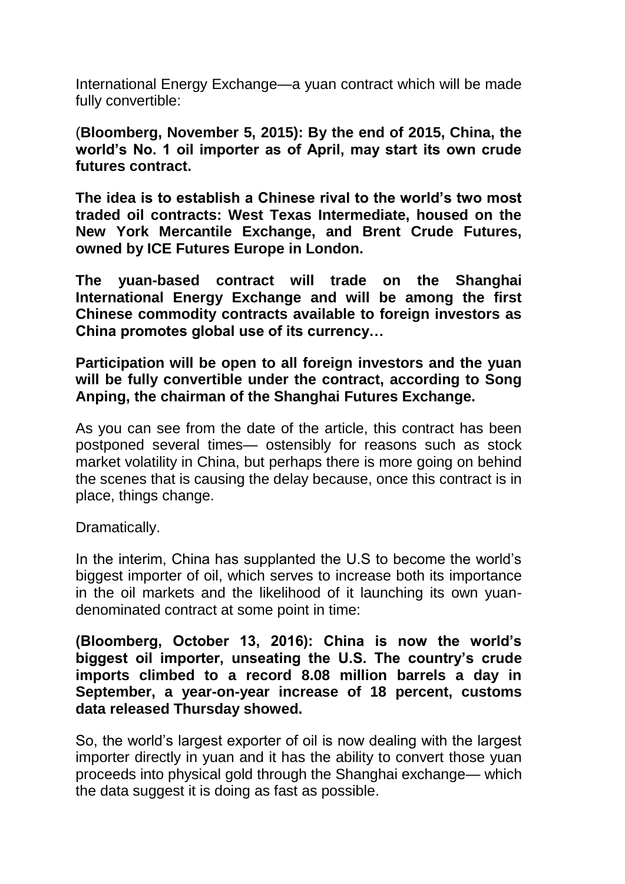International Energy Exchange—a yuan contract which will be made fully convertible:

(**Bloomberg, November 5, 2015): By the end of 2015, China, the world's No. 1 oil importer as of April, may start its own crude futures contract.**

**The idea is to establish a Chinese rival to the world's two most traded oil contracts: West Texas Intermediate, housed on the New York Mercantile Exchange, and Brent Crude Futures, owned by ICE Futures Europe in London.**

**The yuan-based contract will trade on the Shanghai International Energy Exchange and will be among the first Chinese commodity contracts available to foreign investors as China promotes global use of its currency…**

**Participation will be open to all foreign investors and the yuan will be fully convertible under the contract, according to Song Anping, the chairman of the Shanghai Futures Exchange.**

As you can see from the date of the article, this contract has been postponed several times— ostensibly for reasons such as stock market volatility in China, but perhaps there is more going on behind the scenes that is causing the delay because, once this contract is in place, things change.

Dramatically.

In the interim, China has supplanted the U.S to become the world's biggest importer of oil, which serves to increase both its importance in the oil markets and the likelihood of it launching its own yuan-denominated contract at some point in time:

**(Bloomberg, October 13, 2016): China is now the world's biggest oil importer, unseating the U.S. The country's crude imports climbed to a record 8.08 million barrels a day in September, a year-on-year increase of 18 percent, customs data released Thursday showed.**

So, the world's largest exporter of oil is now dealing with the largest importer directly in yuan and it has the ability to convert those yuan proceeds into physical gold through the Shanghai exchange— which the data suggest it is doing as fast as possible.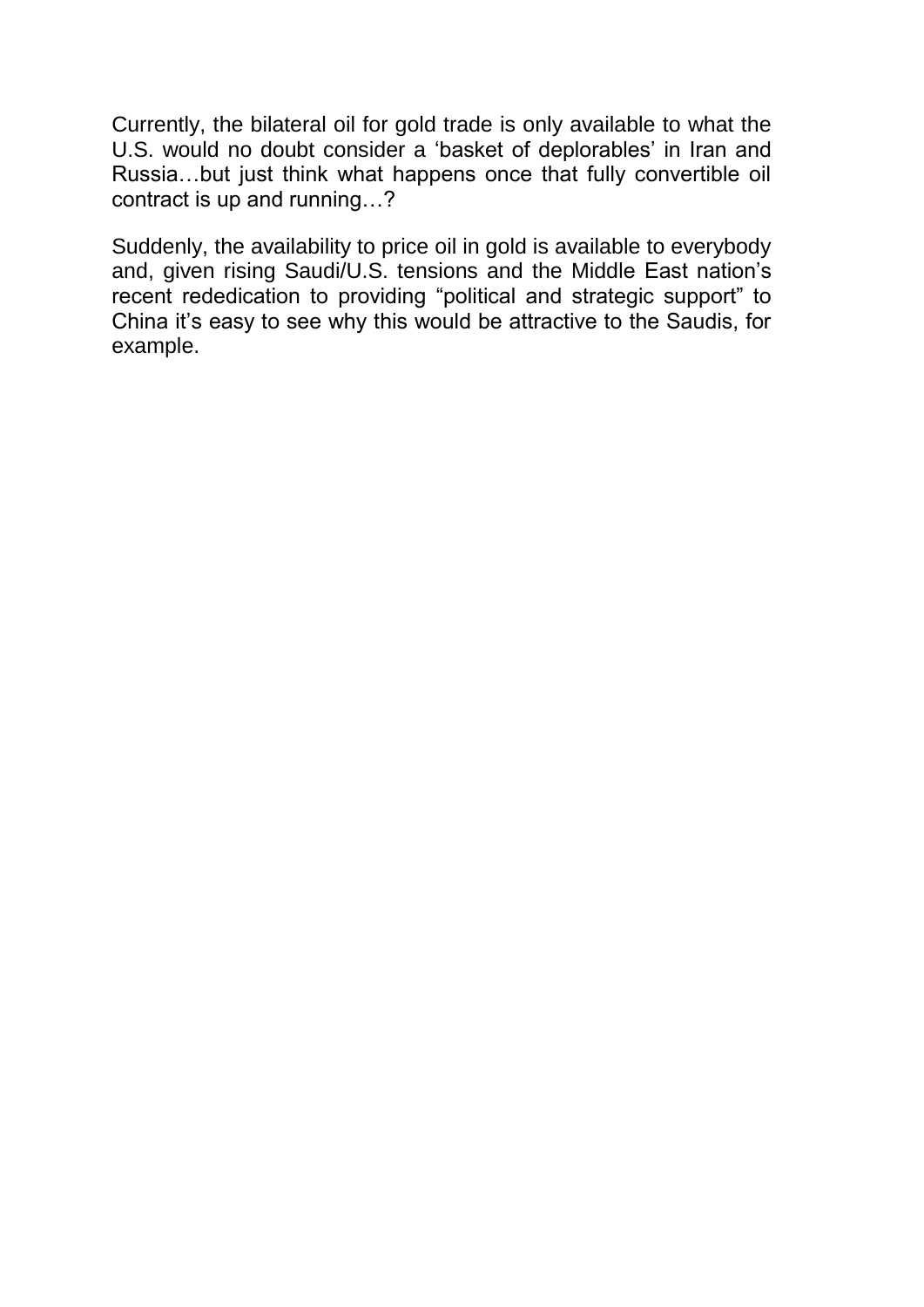Currently, the bilateral oil for gold trade is only available to what the U.S. would no doubt consider a 'basket of deplorables' in Iran and Russia…but just think what happens once that fully convertible oil contract is up and running…?

Suddenly, the availability to price oil in gold is available to everybody and, given rising Saudi/U.S. tensions and the Middle East nation's recent rededication to providing "political and strategic support" to China it's easy to see why this would be attractive to the Saudis, for example.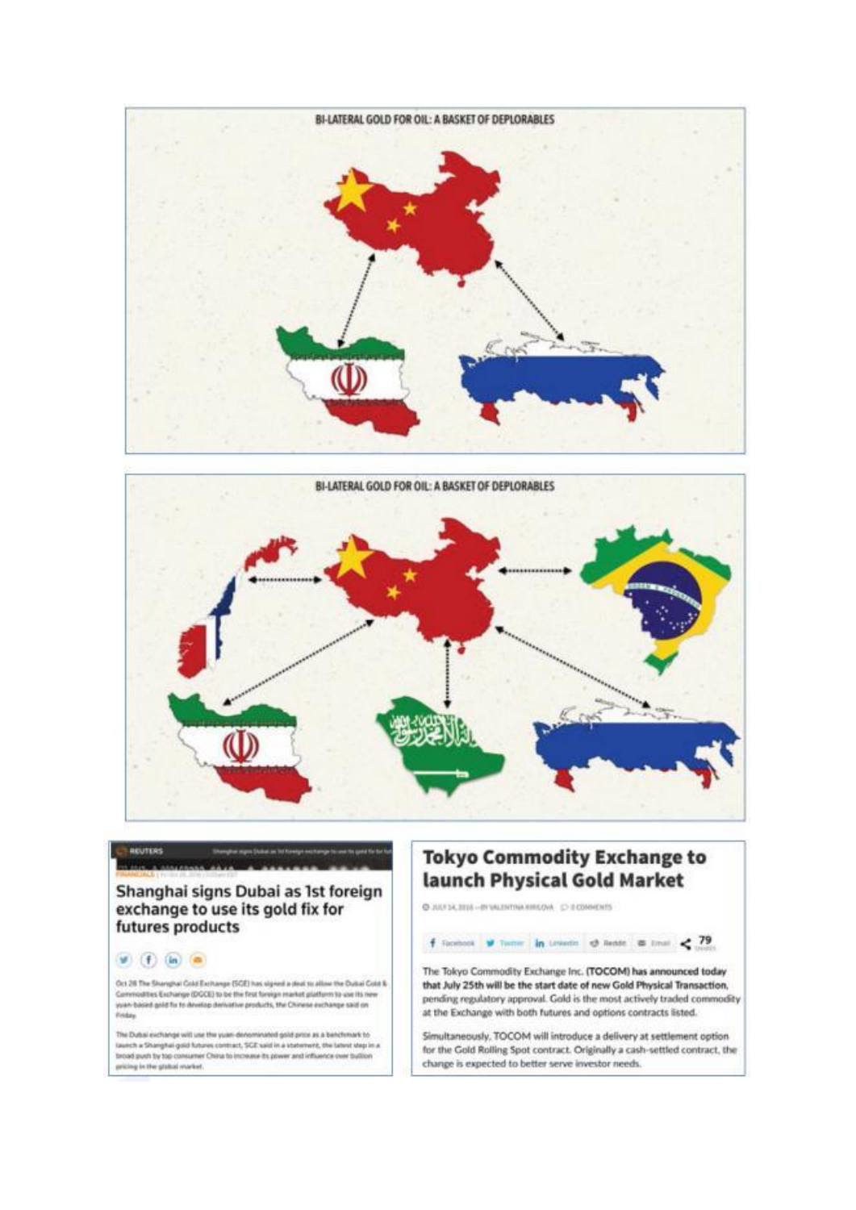BI-LATERAL GOLD FOR OIL: A BASKET OF DEPLORABLES

BI-LATERAL GOLD FOR OIL: A BASKET OF DEPLORABLES

REUTERS

FINANCIALS

## Shanghai signs Dubai as 1st foreign exchange to use its gold fix for futures products

Oct 28 The Shanghai Gold Exchange (SGE) has signed a deal to allow the Dubai Gold & Commodities Exchange (DGCE) to be the first foreign market platform to use its new yuan-based gold fix to develop derivative products, the Chinese exchange said on Friday.

The Dubai exchange will use the yuan-denominated gold price as a benchmark to launch a Shanghai gold futures contract, SGE said in a statement, the latest step in a broad push by top consumer China to increase its power and influence over bullion pricing in the global market.

## Tokyo Commodity Exchange to launch Physical Gold Market

JULY 14, 2016 — BY VALENTINA KIRILOVA 0 COMMENTS

Facebook Twitter LinkedIn Reddit Email 79

**The Tokyo Commodity Exchange Inc. (TOCOM) has announced today that July 25th will be the start date of new Gold Physical Transaction**, pending regulatory approval. Gold is the most actively traded commodity at the Exchange with both futures and options contracts listed.

Simultaneously, TOCOM will introduce a delivery at settlement option for the Gold Rolling Spot contract. Originally a cash-settled contract, the change is expected to better serve investor needs.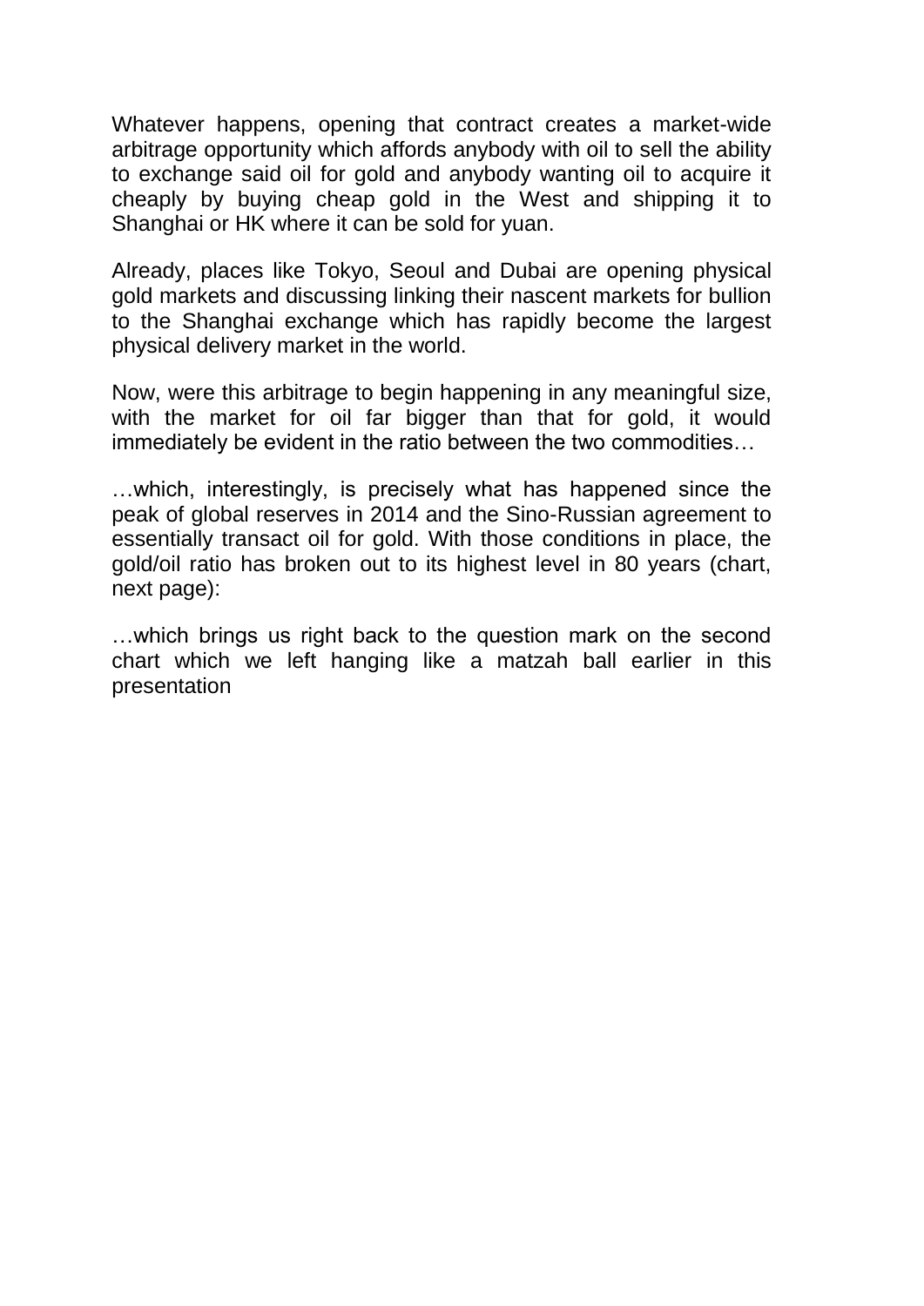Whatever happens, opening that contract creates a market-wide arbitrage opportunity which affords anybody with oil to sell the ability to exchange said oil for gold and anybody wanting oil to acquire it cheaply by buying cheap gold in the West and shipping it to Shanghai or HK where it can be sold for yuan.

Already, places like Tokyo, Seoul and Dubai are opening physical gold markets and discussing linking their nascent markets for bullion to the Shanghai exchange which has rapidly become the largest physical delivery market in the world.

Now, were this arbitrage to begin happening in any meaningful size, with the market for oil far bigger than that for gold, it would immediately be evident in the ratio between the two commodities…

…which, interestingly, is precisely what has happened since the peak of global reserves in 2014 and the Sino-Russian agreement to essentially transact oil for gold. With those conditions in place, the gold/oil ratio has broken out to its highest level in 80 years (chart, next page):

…which brings us right back to the question mark on the second chart which we left hanging like a matzah ball earlier in this presentation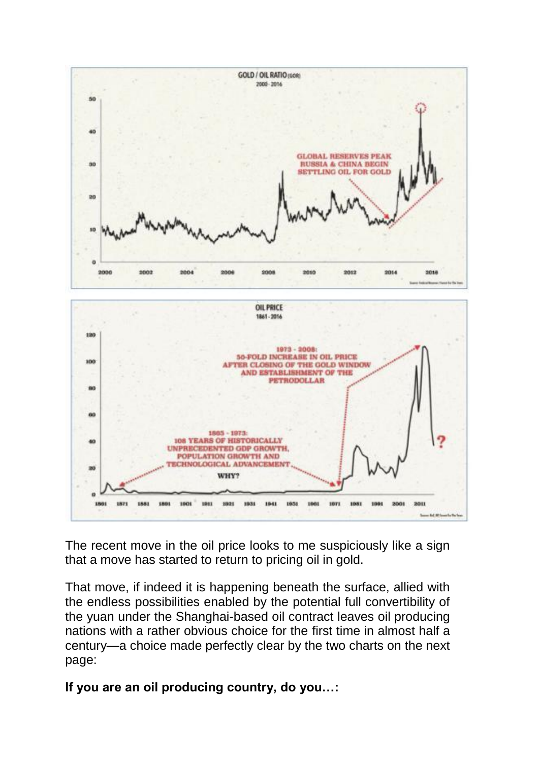The recent move in the oil price looks to me suspiciously like a sign that a move has started to return to pricing oil in gold.

That move, if indeed it is happening beneath the surface, allied with the endless possibilities enabled by the potential full convertibility of the yuan under the Shanghai-based oil contract leaves oil producing nations with a rather obvious choice for the first time in almost half a century—a choice made perfectly clear by the two charts on the next page:

**If you are an oil producing country, do you…:**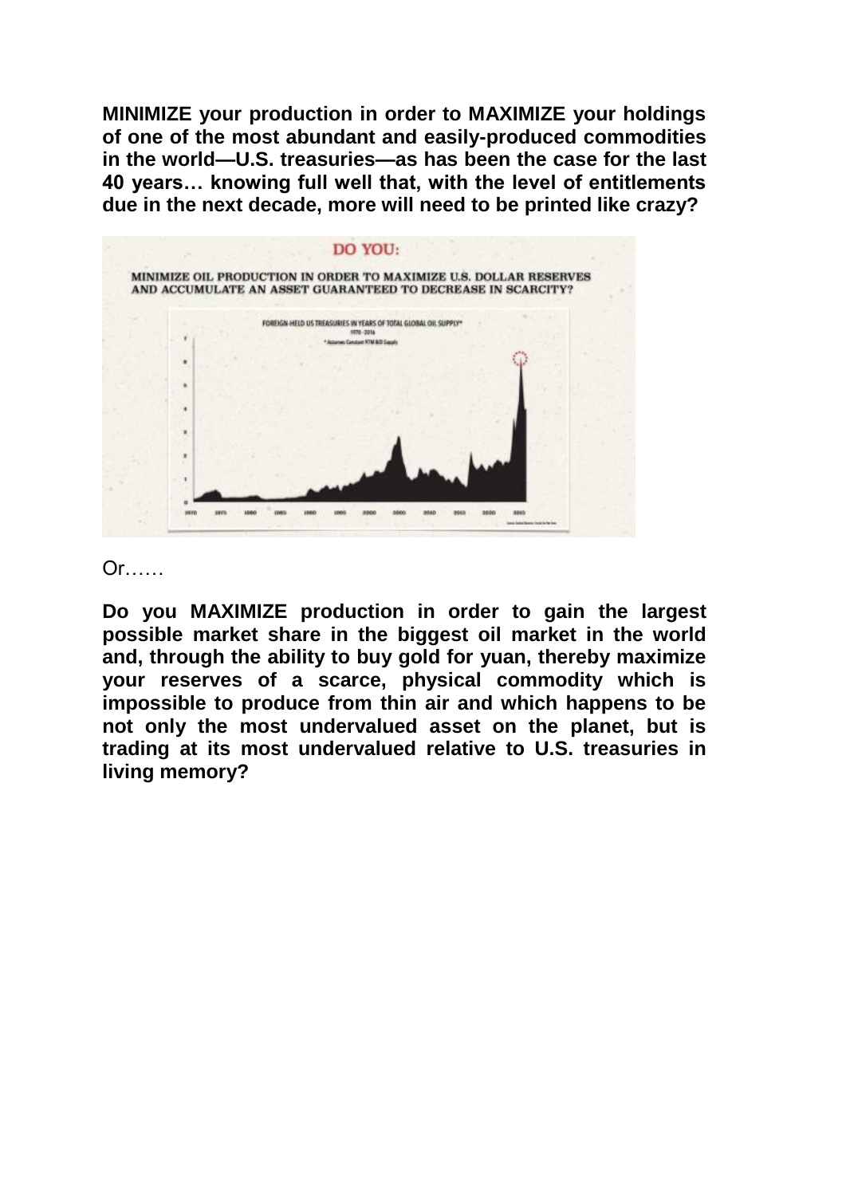**MINIMIZE your production in order to MAXIMIZE your holdings of one of the most abundant and easily-produced commodities in the world—U.S. treasuries—as has been the case for the last 40 years… knowing full well that, with the level of entitlements due in the next decade, more will need to be printed like crazy?**

Or……

**Do you MAXIMIZE production in order to gain the largest possible market share in the biggest oil market in the world and, through the ability to buy gold for yuan, thereby maximize your reserves of a scarce, physical commodity which is impossible to produce from thin air and which happens to be not only the most undervalued asset on the planet, but is trading at its most undervalued relative to U.S. treasuries in living memory?**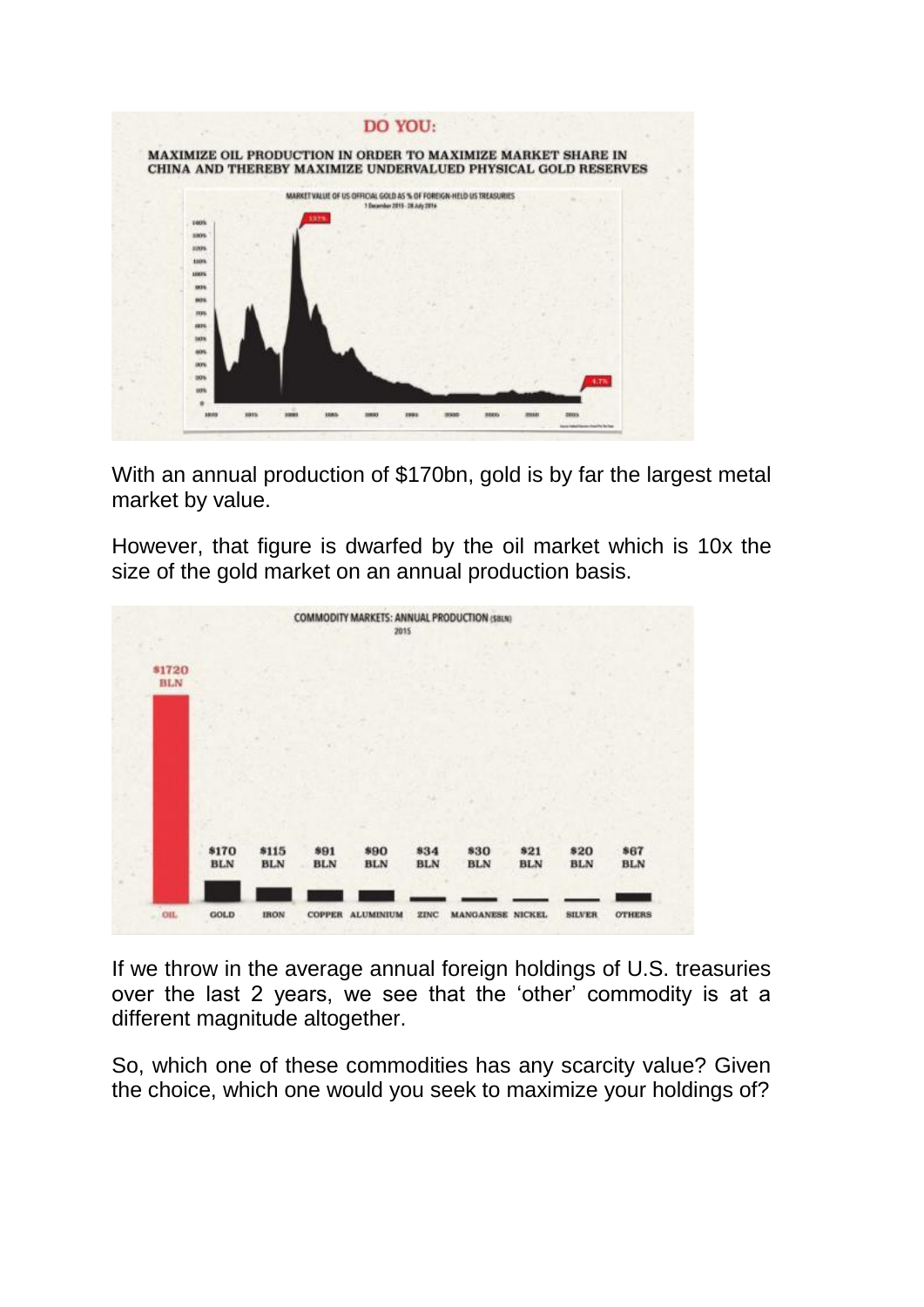**DO YOU:**

**MAXIMIZE OIL PRODUCTION IN ORDER TO MAXIMIZE MARKET SHARE IN CHINA AND THEREBY MAXIMIZE UNDERVALUED PHYSICAL GOLD RESERVES**

MARKET VALUE OF US OFFICIAL GOLD AS % OF FOREIGN-HELD US TREASURIES

With an annual production of $170bn, gold is by far the largest metal market by value.

However, that figure is dwarfed by the oil market which is 10x the size of the gold market on an annual production basis.

COMMODITY MARKETS: ANNUAL PRODUCTION ($BLN) 2015

| OIL | GOLD | IRON | COPPER | ALUMINIUM | ZINC | MANGANESE | NICKEL | SILVER | OTHERS |
|---|---|---|---|---|---|---|---|---|---|
| $1720 BLN | $170 BLN | $115 BLN | $91 BLN | $90 BLN | $34 BLN | $30 BLN | $21 BLN | $20 BLN | $67 BLN |

If we throw in the average annual foreign holdings of U.S. treasuries over the last 2 years, we see that the 'other' commodity is at a different magnitude altogether.

So, which one of these commodities has any scarcity value? Given the choice, which one would you seek to maximize your holdings of?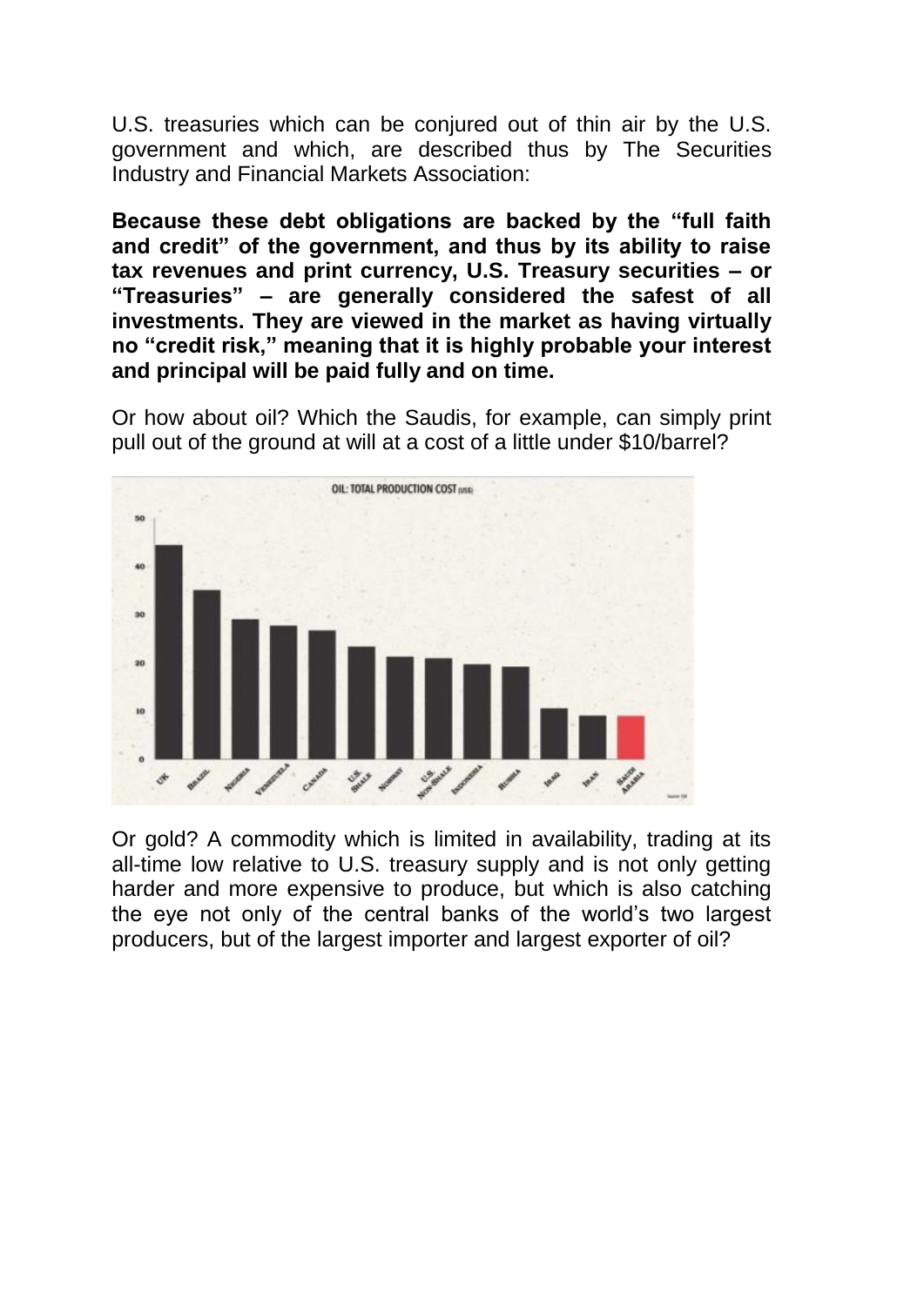U.S. treasuries which can be conjured out of thin air by the U.S. government and which, are described thus by The Securities Industry and Financial Markets Association:

**Because these debt obligations are backed by the "full faith and credit" of the government, and thus by its ability to raise tax revenues and print currency, U.S. Treasury securities – or "Treasuries" – are generally considered the safest of all investments. They are viewed in the market as having virtually no "credit risk," meaning that it is highly probable your interest and principal will be paid fully and on time.**

Or how about oil? Which the Saudis, for example, can simply print pull out of the ground at will at a cost of a little under \$10/barrel?

OIL: TOTAL PRODUCTION COST (US$)

50
40
30
20
10
0

UK
BRAZIL
NIGERIA
VENEZUELA
CANADA
U.S. SHALE
NORWAY
U.S. NON-SHALE
INDONESIA
RUSSIA
IRAQ
IRAN
SAUDI ARABIA

Or gold? A commodity which is limited in availability, trading at its all-time low relative to U.S. treasury supply and is not only getting harder and more expensive to produce, but which is also catching the eye not only of the central banks of the world's two largest producers, but of the largest importer and largest exporter of oil?